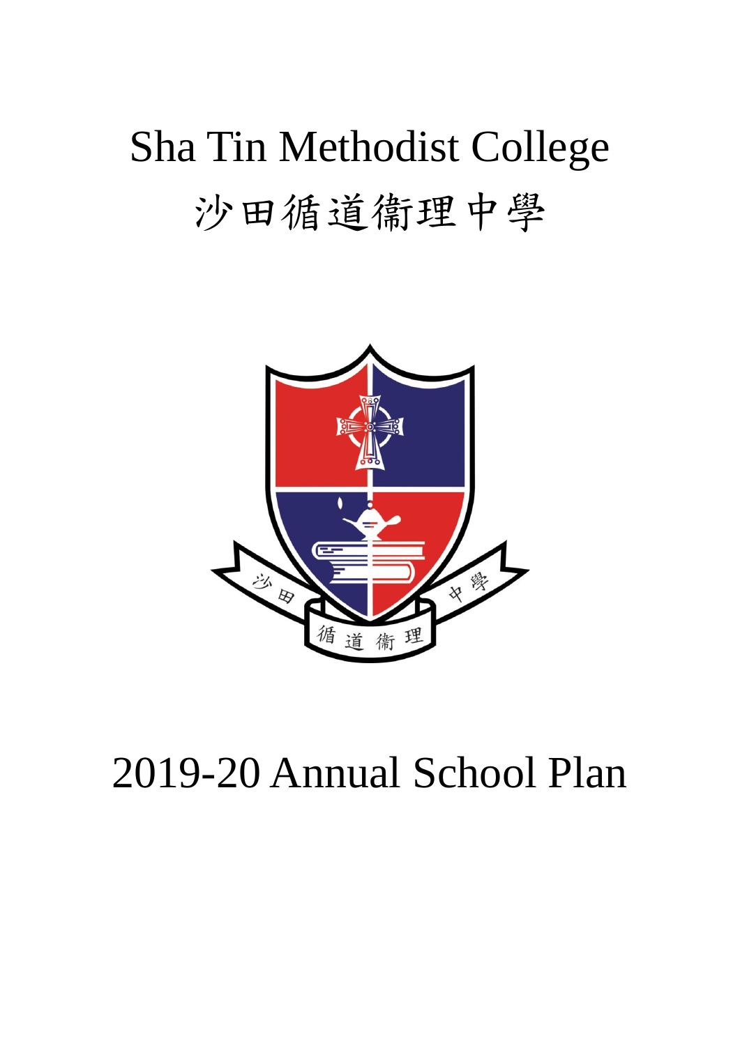# Sha Tin Methodist College

# 沙田循道衛理中學

# 2019-20 Annual School Plan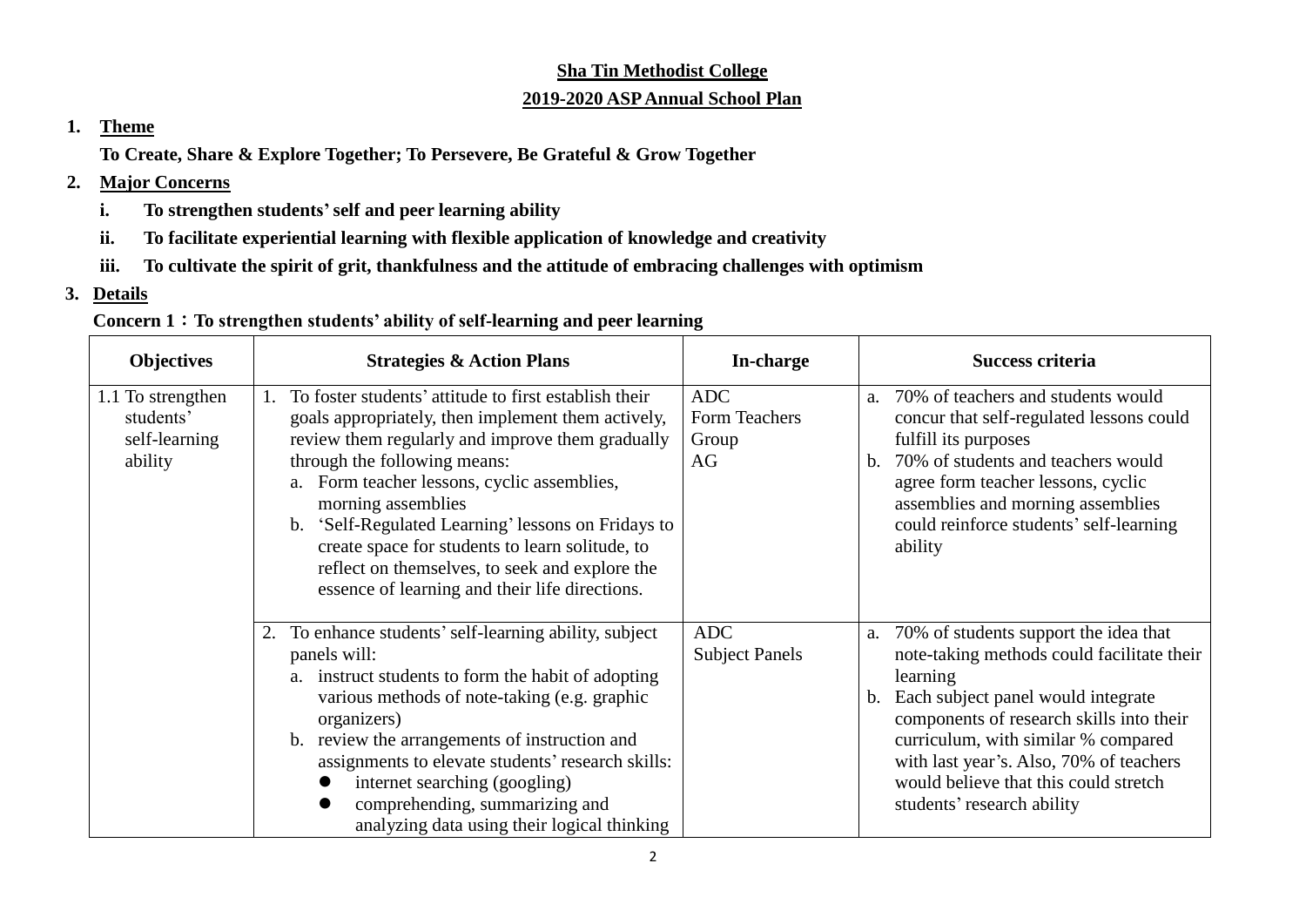# Sha Tin Methodist College

## 2019-2020 ASP Annual School Plan

**1. Theme**

**To Create, Share & Explore Together; To Persevere, Be Grateful & Grow Together**

**2. Major Concerns**

- **i. To strengthen students' self and peer learning ability**
- **ii. To facilitate experiential learning with flexible application of knowledge and creativity**
- **iii. To cultivate the spirit of grit, thankfulness and the attitude of embracing challenges with optimism**

**3. Details**

**Concern 1：To strengthen students' ability of self-learning and peer learning**

| Objectives | Strategies & Action Plans | In-charge | Success criteria |
|---|---|---|---|
| 1.1 To strengthen students' self-learning ability | 1. To foster students' attitude to first establish their goals appropriately, then implement them actively, review them regularly and improve them gradually through the following means:<br>a. Form teacher lessons, cyclic assemblies, morning assemblies<br>b. 'Self-Regulated Learning' lessons on Fridays to create space for students to learn solitude, to reflect on themselves, to seek and explore the essence of learning and their life directions. | ADC<br>Form Teachers<br>Group<br>AG | a. 70% of teachers and students would concur that self-regulated lessons could fulfill its purposes<br>b. 70% of students and teachers would agree form teacher lessons, cyclic assemblies and morning assemblies could reinforce students' self-learning ability |
| | 2. To enhance students' self-learning ability, subject panels will:<br>a. instruct students to form the habit of adopting various methods of note-taking (e.g. graphic organizers)<br>b. review the arrangements of instruction and assignments to elevate students' research skills:<br>● internet searching (googling)<br>● comprehending, summarizing and analyzing data using their logical thinking | ADC<br>Subject Panels | a. 70% of students support the idea that note-taking methods could facilitate their learning<br>b. Each subject panel would integrate components of research skills into their curriculum, with similar % compared with last year's. Also, 70% of teachers would believe that this could stretch students' research ability |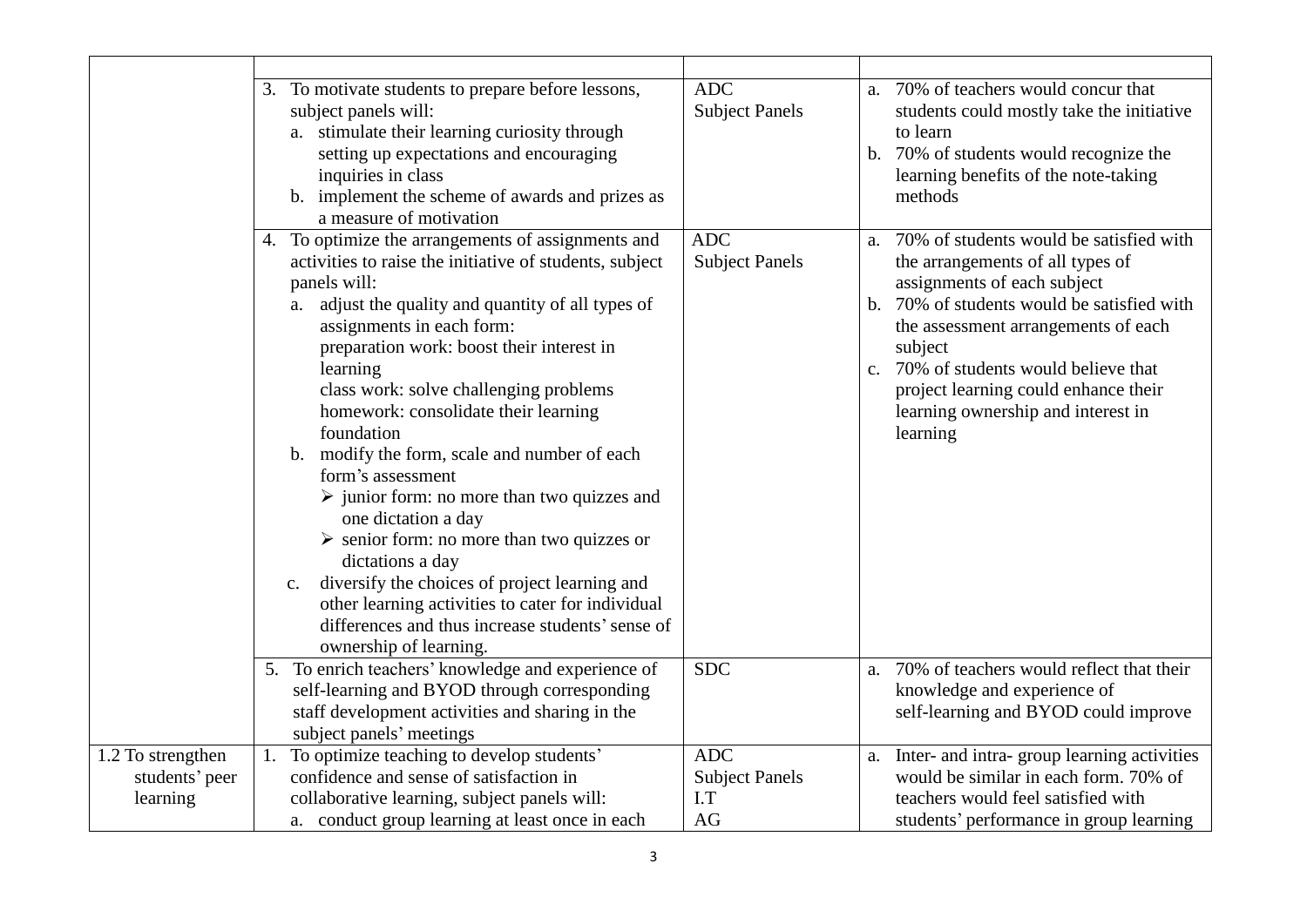| | | | |
|---|---|---|---|
| | 3. To motivate students to prepare before lessons, subject panels will:<br>a. stimulate their learning curiosity through setting up expectations and encouraging inquiries in class<br>b. implement the scheme of awards and prizes as a measure of motivation | ADC<br>Subject Panels | a. 70% of teachers would concur that students could mostly take the initiative to learn<br>b. 70% of students would recognize the learning benefits of the note-taking methods |
| | 4. To optimize the arrangements of assignments and activities to raise the initiative of students, subject panels will:<br>a. adjust the quality and quantity of all types of assignments in each form:<br>preparation work: boost their interest in learning<br>class work: solve challenging problems<br>homework: consolidate their learning foundation<br>b. modify the form, scale and number of each form's assessment<br>➢ junior form: no more than two quizzes and one dictation a day<br>➢ senior form: no more than two quizzes or dictations a day<br>c. diversify the choices of project learning and other learning activities to cater for individual differences and thus increase students' sense of ownership of learning. | ADC<br>Subject Panels | a. 70% of students would be satisfied with the arrangements of all types of assignments of each subject<br>b. 70% of students would be satisfied with the assessment arrangements of each subject<br>c. 70% of students would believe that project learning could enhance their learning ownership and interest in learning |
| | 5. To enrich teachers' knowledge and experience of self-learning and BYOD through corresponding staff development activities and sharing in the subject panels' meetings | SDC | a. 70% of teachers would reflect that their knowledge and experience of self-learning and BYOD could improve |
| 1.2 To strengthen students' peer learning | 1. To optimize teaching to develop students' confidence and sense of satisfaction in collaborative learning, subject panels will:<br>a. conduct group learning at least once in each | ADC<br>Subject Panels<br>I.T<br>AG | a. Inter- and intra- group learning activities would be similar in each form. 70% of teachers would feel satisfied with students' performance in group learning |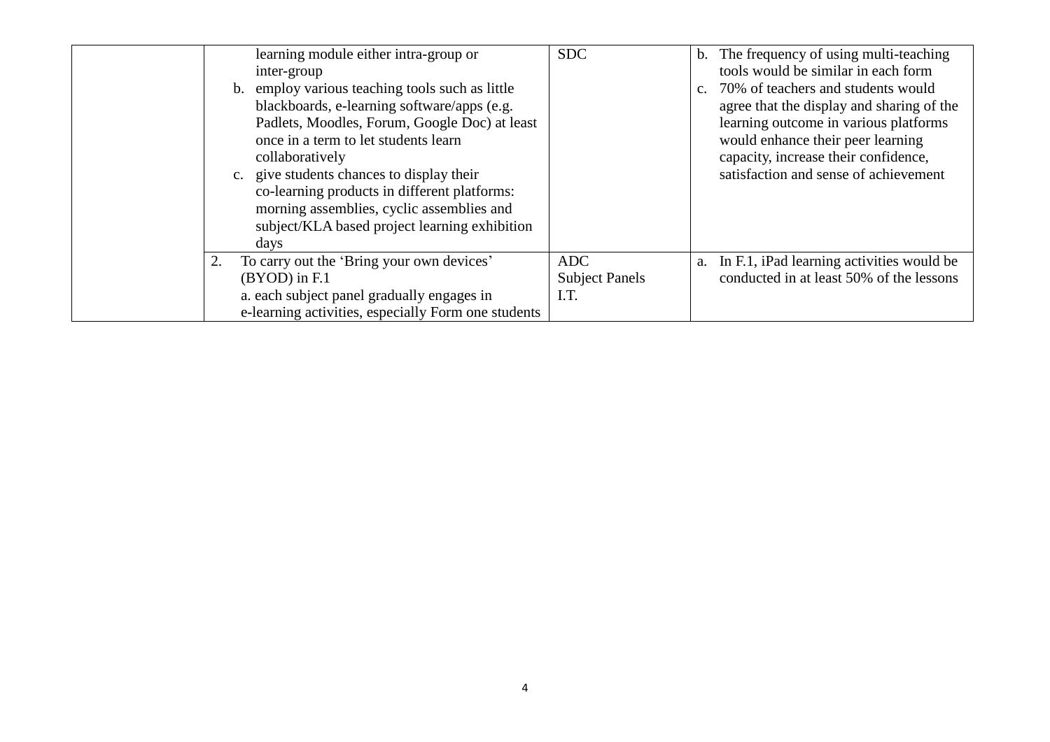| | | | |
|---|---|---|---|
| | learning module either intra-group or inter-group<br>b. employ various teaching tools such as little blackboards, e-learning software/apps (e.g. Padlets, Moodles, Forum, Google Doc) at least once in a term to let students learn collaboratively<br>c. give students chances to display their co-learning products in different platforms: morning assemblies, cyclic assemblies and subject/KLA based project learning exhibition days | SDC | b. The frequency of using multi-teaching tools would be similar in each form<br>c. 70% of teachers and students would agree that the display and sharing of the learning outcome in various platforms would enhance their peer learning capacity, increase their confidence, satisfaction and sense of achievement |
| | 2. To carry out the 'Bring your own devices' (BYOD) in F.1<br>a. each subject panel gradually engages in e-learning activities, especially Form one students | ADC<br>Subject Panels<br>I.T. | a. In F.1, iPad learning activities would be conducted in at least 50% of the lessons |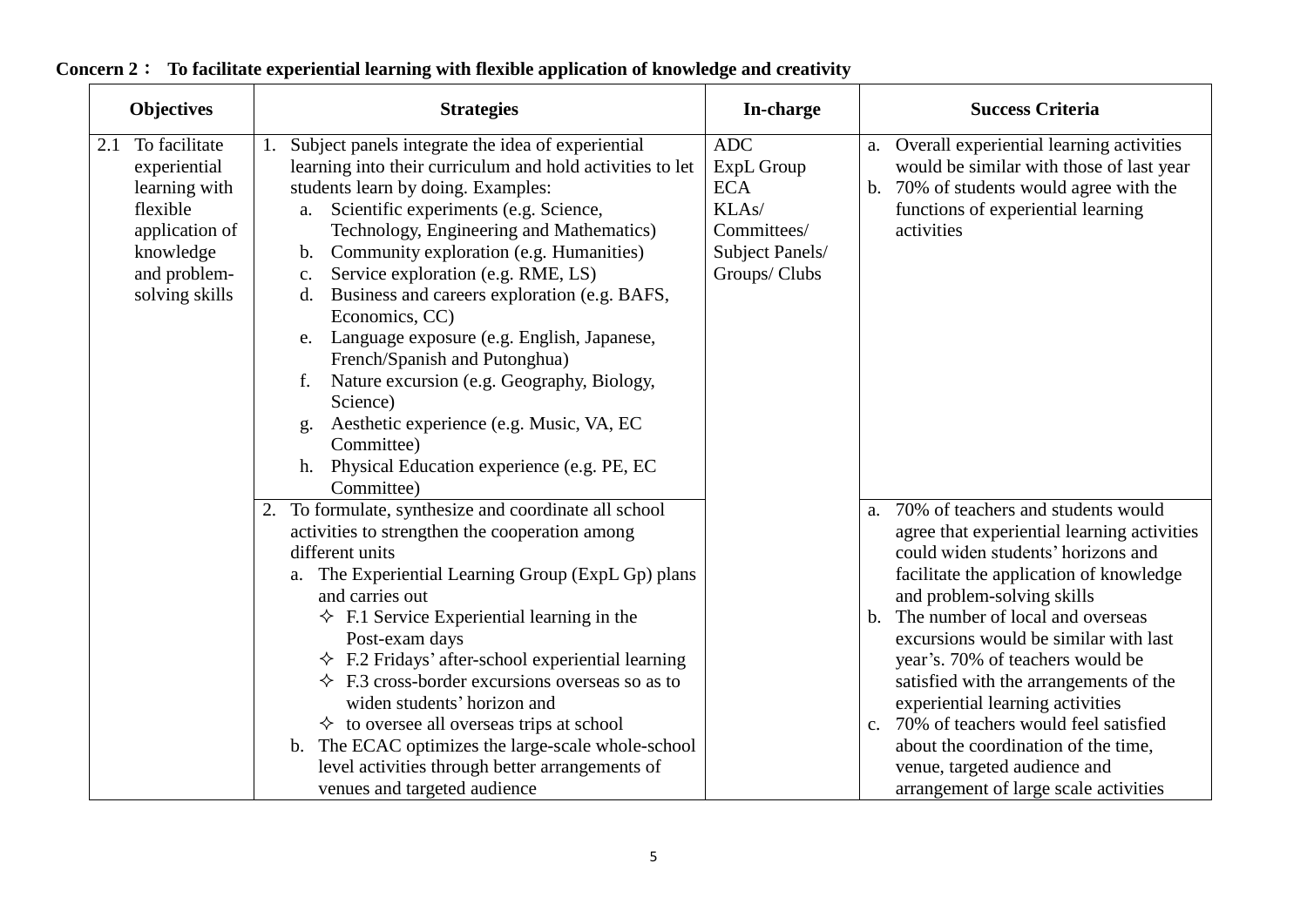**Concern 2： To facilitate experiential learning with flexible application of knowledge and creativity**

| Objectives | Strategies | In-charge | Success Criteria |
|---|---|---|---|
| 2.1 To facilitate experiential learning with flexible application of knowledge and problem-solving skills | 1. Subject panels integrate the idea of experiential learning into their curriculum and hold activities to let students learn by doing. Examples:<br>a. Scientific experiments (e.g. Science, Technology, Engineering and Mathematics)<br>b. Community exploration (e.g. Humanities)<br>c. Service exploration (e.g. RME, LS)<br>d. Business and careers exploration (e.g. BAFS, Economics, CC)<br>e. Language exposure (e.g. English, Japanese, French/Spanish and Putonghua)<br>f. Nature excursion (e.g. Geography, Biology, Science)<br>g. Aesthetic experience (e.g. Music, VA, EC Committee)<br>h. Physical Education experience (e.g. PE, EC Committee) | ADC<br>ExpL Group<br>ECA<br>KLAs/<br>Committees/<br>Subject Panels/<br>Groups/ Clubs | a. Overall experiential learning activities would be similar with those of last year<br>b. 70% of students would agree with the functions of experiential learning activities |
| | 2. To formulate, synthesize and coordinate all school activities to strengthen the cooperation among different units<br>a. The Experiential Learning Group (ExpL Gp) plans and carries out<br>✧ F.1 Service Experiential learning in the Post-exam days<br>✧ F.2 Fridays' after-school experiential learning<br>✧ F.3 cross-border excursions overseas so as to widen students' horizon and<br>✧ to oversee all overseas trips at school<br>b. The ECAC optimizes the large-scale whole-school level activities through better arrangements of venues and targeted audience | | a. 70% of teachers and students would agree that experiential learning activities could widen students' horizons and facilitate the application of knowledge and problem-solving skills<br>b. The number of local and overseas excursions would be similar with last year's. 70% of teachers would be satisfied with the arrangements of the experiential learning activities<br>c. 70% of teachers would feel satisfied about the coordination of the time, venue, targeted audience and arrangement of large scale activities |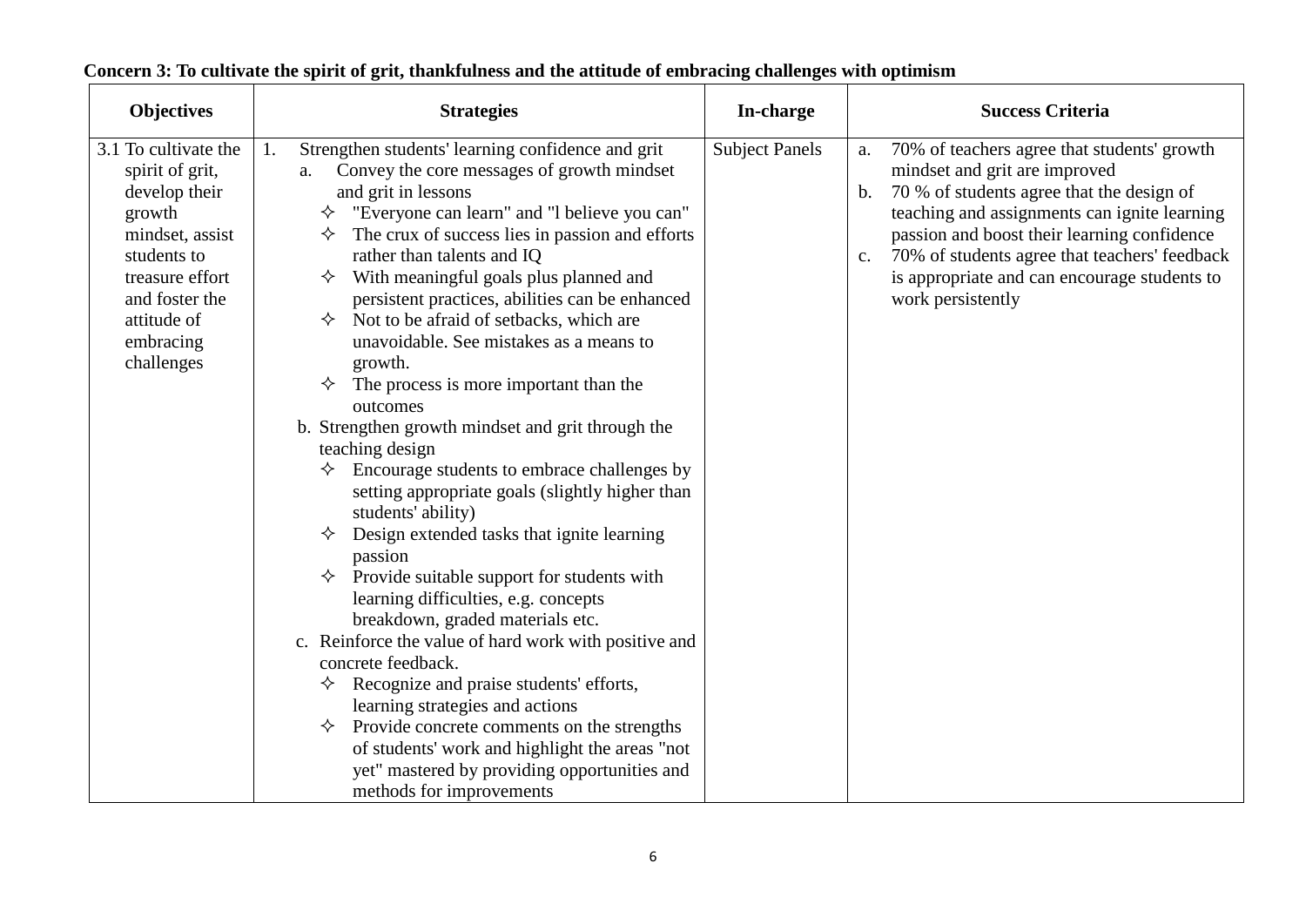**Concern 3: To cultivate the spirit of grit, thankfulness and the attitude of embracing challenges with optimism**

| Objectives | Strategies | In-charge | Success Criteria |
|---|---|---|---|
| 3.1 To cultivate the spirit of grit, develop their growth mindset, assist students to treasure effort and foster the attitude of embracing challenges | 1. Strengthen students' learning confidence and grit<br>a. Convey the core messages of growth mindset and grit in lessons<br>✧ "Everyone can learn" and "l believe you can"<br>✧ The crux of success lies in passion and efforts rather than talents and IQ<br>✧ With meaningful goals plus planned and persistent practices, abilities can be enhanced<br>✧ Not to be afraid of setbacks, which are unavoidable. See mistakes as a means to growth.<br>✧ The process is more important than the outcomes<br>b. Strengthen growth mindset and grit through the teaching design<br>✧ Encourage students to embrace challenges by setting appropriate goals (slightly higher than students' ability)<br>✧ Design extended tasks that ignite learning passion<br>✧ Provide suitable support for students with learning difficulties, e.g. concepts breakdown, graded materials etc.<br>c. Reinforce the value of hard work with positive and concrete feedback.<br>✧ Recognize and praise students' efforts, learning strategies and actions<br>✧ Provide concrete comments on the strengths of students' work and highlight the areas "not yet" mastered by providing opportunities and methods for improvements | Subject Panels | a. 70% of teachers agree that students' growth mindset and grit are improved<br>b. 70 % of students agree that the design of teaching and assignments can ignite learning passion and boost their learning confidence<br>c. 70% of students agree that teachers' feedback is appropriate and can encourage students to work persistently |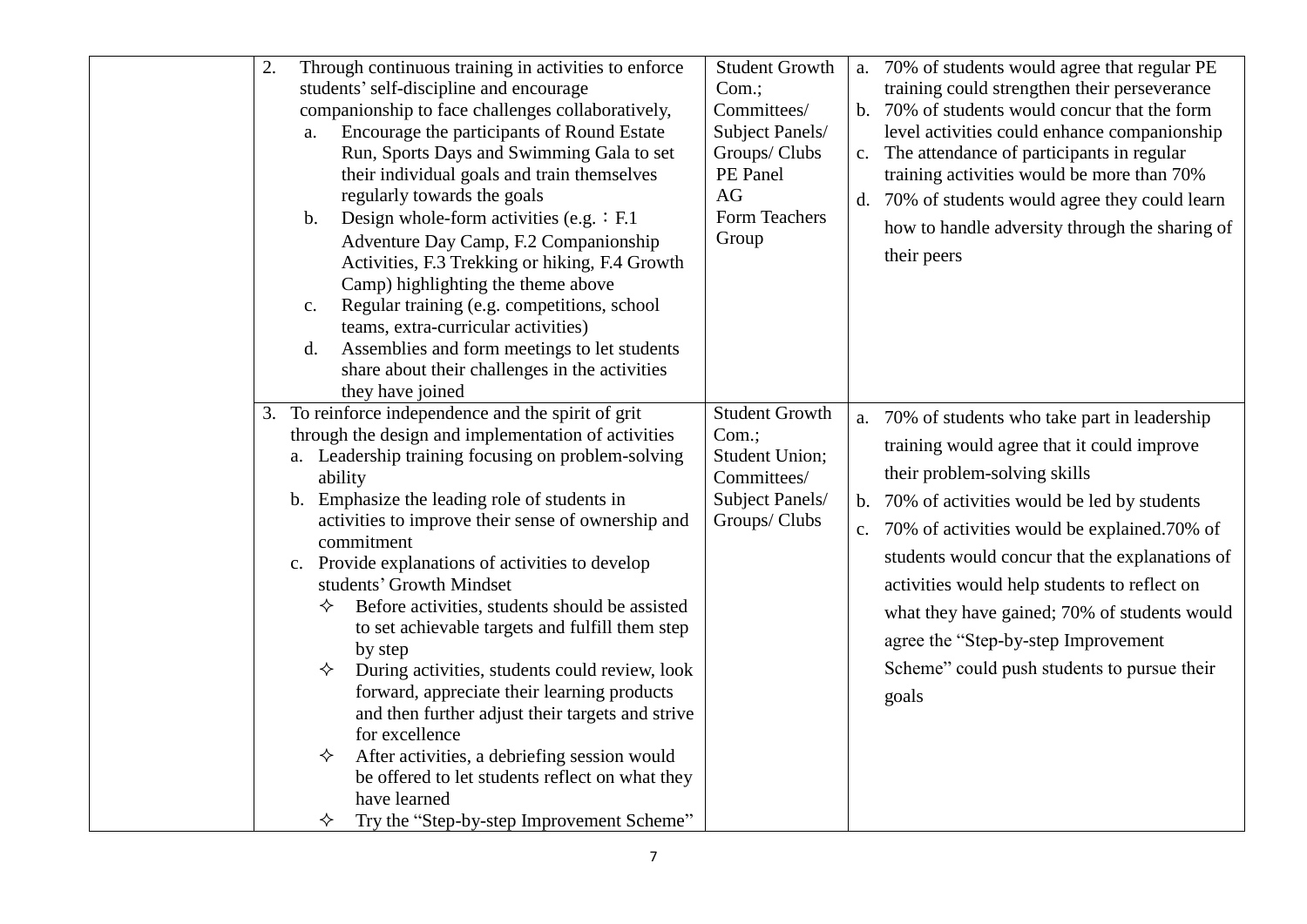| | | | |
|---|---|---|---|
| | 2. Through continuous training in activities to enforce students' self-discipline and encourage companionship to face challenges collaboratively,<br>a. Encourage the participants of Round Estate Run, Sports Days and Swimming Gala to set their individual goals and train themselves regularly towards the goals<br>b. Design whole-form activities (e.g.：F.1 Adventure Day Camp, F.2 Companionship Activities, F.3 Trekking or hiking, F.4 Growth Camp) highlighting the theme above<br>c. Regular training (e.g. competitions, school teams, extra-curricular activities)<br>d. Assemblies and form meetings to let students share about their challenges in the activities they have joined | Student Growth Com.;<br>Committees/ Subject Panels/ Groups/ Clubs<br>PE Panel<br>AG<br>Form Teachers Group | a. 70% of students would agree that regular PE training could strengthen their perseverance<br>b. 70% of students would concur that the form level activities could enhance companionship<br>c. The attendance of participants in regular training activities would be more than 70%<br>d. 70% of students would agree they could learn how to handle adversity through the sharing of their peers |
| | 3. To reinforce independence and the spirit of grit through the design and implementation of activities<br>a. Leadership training focusing on problem-solving ability<br>b. Emphasize the leading role of students in activities to improve their sense of ownership and commitment<br>c. Provide explanations of activities to develop students' Growth Mindset<br>✧ Before activities, students should be assisted to set achievable targets and fulfill them step by step<br>✧ During activities, students could review, look forward, appreciate their learning products and then further adjust their targets and strive for excellence<br>✧ After activities, a debriefing session would be offered to let students reflect on what they have learned<br>✧ Try the "Step-by-step Improvement Scheme" | Student Growth Com.;<br>Student Union;<br>Committees/ Subject Panels/ Groups/ Clubs | a. 70% of students who take part in leadership training would agree that it could improve their problem-solving skills<br>b. 70% of activities would be led by students<br>c. 70% of activities would be explained.70% of students would concur that the explanations of activities would help students to reflect on what they have gained; 70% of students would agree the "Step-by-step Improvement Scheme" could push students to pursue their goals |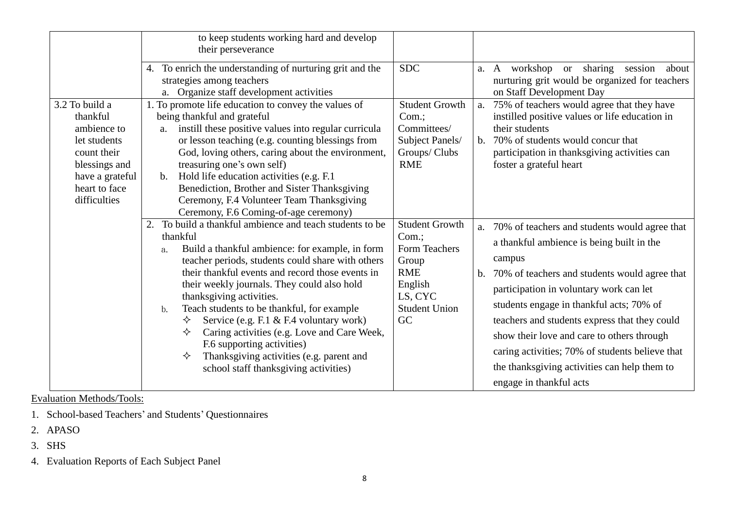| | | | |
|---|---|---|---|
| | to keep students working hard and develop their perseverance | | |
| | 4. To enrich the understanding of nurturing grit and the strategies among teachers<br>a. Organize staff development activities | SDC | a. A workshop or sharing session about nurturing grit would be organized for teachers on Staff Development Day |
| 3.2 To build a thankful ambience to let students count their blessings and have a grateful heart to face difficulties | 1. To promote life education to convey the values of being thankful and grateful<br>a. instill these positive values into regular curricula or lesson teaching (e.g. counting blessings from God, loving others, caring about the environment, treasuring one's own self)<br>b. Hold life education activities (e.g. F.1 Benediction, Brother and Sister Thanksgiving Ceremony, F.4 Volunteer Team Thanksgiving Ceremony, F.6 Coming-of-age ceremony) | Student Growth Com.;<br>Committees/ Subject Panels/ Groups/ Clubs<br>RME | a. 75% of teachers would agree that they have instilled positive values or life education in their students<br>b. 70% of students would concur that participation in thanksgiving activities can foster a grateful heart |
| | 2. To build a thankful ambience and teach students to be thankful<br>a. Build a thankful ambience: for example, in form teacher periods, students could share with others their thankful events and record those events in their weekly journals. They could also hold thanksgiving activities.<br>b. Teach students to be thankful, for example<br>✧ Service (e.g. F.1 & F.4 voluntary work)<br>✧ Caring activities (e.g. Love and Care Week, F.6 supporting activities)<br>✧ Thanksgiving activities (e.g. parent and school staff thanksgiving activities) | Student Growth Com.;<br>Form Teachers Group<br>RME<br>English<br>LS, CYC<br>Student Union<br>GC | a. 70% of teachers and students would agree that a thankful ambience is being built in the campus<br>b. 70% of teachers and students would agree that participation in voluntary work can let students engage in thankful acts; 70% of teachers and students express that they could show their love and care to others through caring activities; 70% of students believe that the thanksgiving activities can help them to engage in thankful acts |

<u>Evaluation Methods/Tools:</u>

1. School-based Teachers' and Students' Questionnaires
2. APASO
3. SHS
4. Evaluation Reports of Each Subject Panel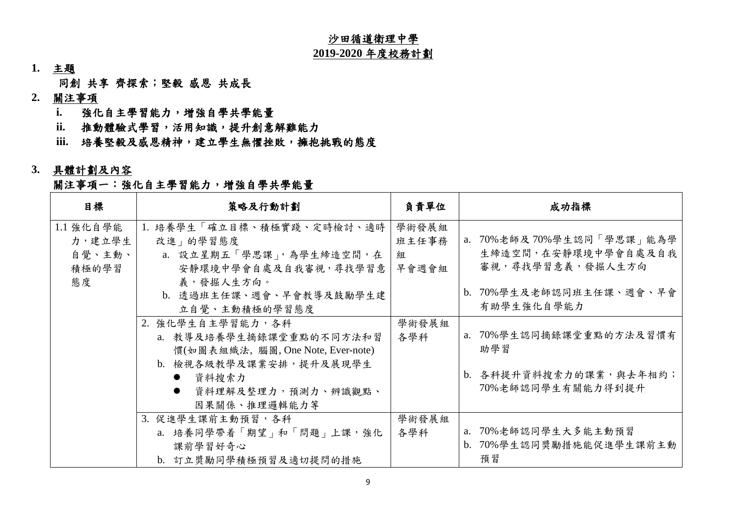# 沙田循道衛理中學
## 2019-2020 年度校務計劃

**1. 主題**

**同創 共享 齊探索；堅毅 感恩 共成長**

**2. 關注事項**

- **i. 強化自主學習能力，增強自學共學能量**
- **ii. 推動體驗式學習，活用知識，提升創意解難能力**
- **iii. 培養堅毅及感恩精神，建立學生無懼挫敗，擁抱挑戰的態度**

**3. 具體計劃及內容**

**關注事項一：強化自主學習能力，增強自學共學能量**

| 目標 | 策略及行動計劃 | 負責單位 | 成功指標 |
|---|---|---|---|
| 1.1 強化自學能力，建立學生自覺、主動、積極的學習態度 | 1. 培養學生「確立目標、積極實踐、定時檢討、適時改進」的學習態度<br>a. 設立星期五「學思課」，為學生締造空間，在安靜環境中學會自處及自我審視，尋找學習意義，發掘人生方向。<br>b. 透過班主任課、週會、早會教導及鼓勵學生建立自覺、主動積極的學習態度 | 學術發展組<br>班主任事務組<br>早會週會組 | a. 70%老師及 70%學生認同「學思課」能為學生締造空間，在安靜環境中學會自處及自我審視，尋找學習意義，發掘人生方向<br>b. 70%學生及老師認同班主任課、週會、早會有助學生強化自學能力 |
| | 2. 強化學生自主學習能力，各科<br>a. 教導及培養學生摘錄課堂重點的不同方法和習慣(如圖表組織法, 腦圖, One Note, Ever-note)<br>b. 檢視各級教學及課業安排，提升及展現學生<br>● 資料搜索力<br>● 資料理解及整理力，預測力、辨識觀點、因果關係、推理邏輯能力等 | 學術發展組<br>各學科 | a. 70%學生認同摘錄課堂重點的方法及習慣有助學習<br>b. 各科提升資料搜索力的課業，與去年相約；70%老師認同學生有關能力得到提升 |
| | 3. 促進學生課前主動預習，各科<br>a. 培養同學帶着「期望」和「問題」上課，強化課前學習好奇心<br>b. 訂立獎勵同學積極預習及適切提問的措施 | 學術發展組<br>各學科 | a. 70%老師認同學生大多能主動預習<br>b. 70%學生認同獎勵措施能促進學生課前主動預習 |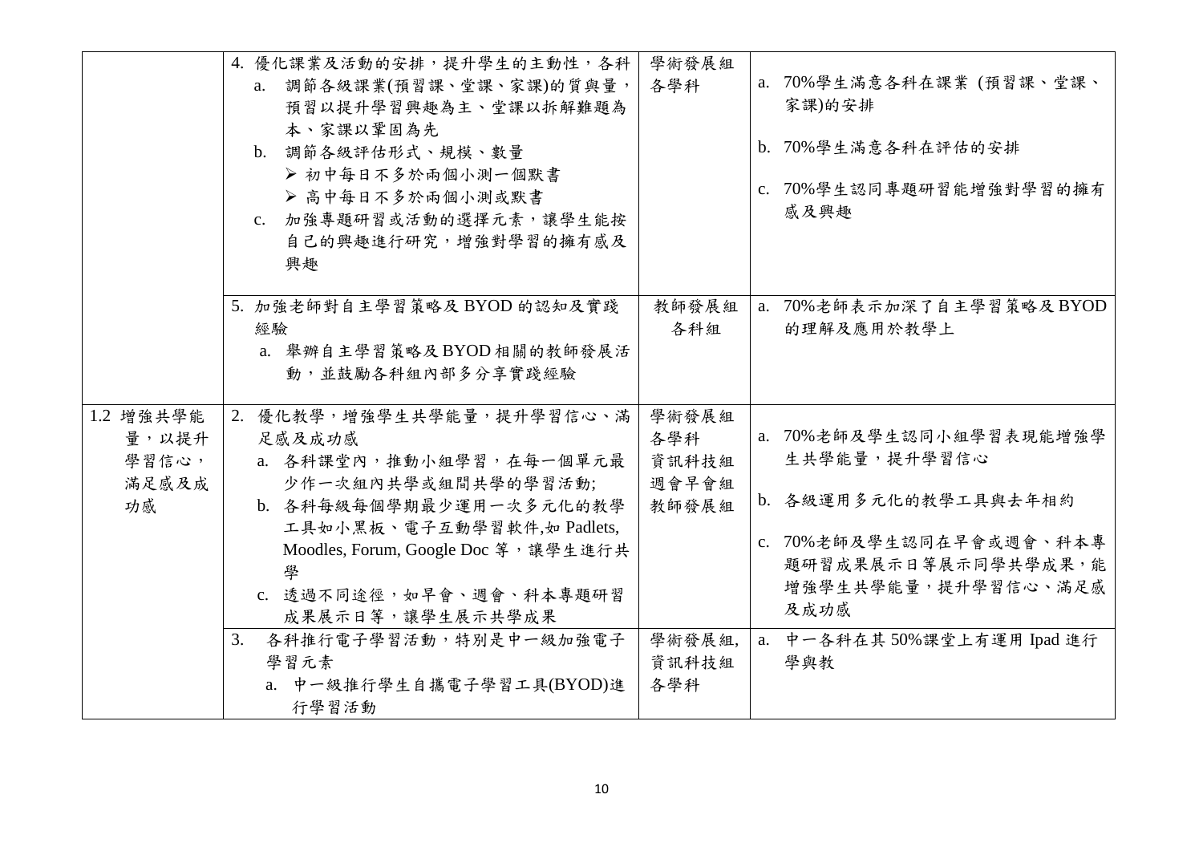| | | | |
|---|---|---|---|
| | 4. 優化課業及活動的安排，提升學生的主動性，各科<br>a. 調節各級課業(預習課、堂課、家課)的質與量，預習以提升學習興趣為主、堂課以拆解難題為本、家課以鞏固為先<br>b. 調節各級評估形式、規模、數量<br>➢ 初中每日不多於兩個小測一個默書<br>➢ 高中每日不多於兩個小測或默書<br>c. 加強專題研習或活動的選擇元素，讓學生能按自己的興趣進行研究，增強對學習的擁有感及興趣 | 學術發展組<br>各學科 | a. 70%學生滿意各科在課業 (預習課、堂課、家課)的安排<br>b. 70%學生滿意各科在評估的安排<br>c. 70%學生認同專題研習能增強對學習的擁有感及興趣 |
| | 5. 加強老師對自主學習策略及 BYOD 的認知及實踐經驗<br>a. 舉辦自主學習策略及 BYOD 相關的教師發展活動，並鼓勵各科組內部多分享實踐經驗 | 教師發展組<br>各科組 | a. 70%老師表示加深了自主學習策略及 BYOD 的理解及應用於教學上 |
| 1.2 增強共學能量，以提升學習信心，滿足感及成功感 | 2. 優化教學，增強學生共學能量，提升學習信心、滿足感及成功感<br>a. 各科課堂內，推動小組學習，在每一個單元最少作一次組內共學或組間共學的學習活動;<br>b. 各科每級每個學期最少運用一次多元化的教學工具如小黑板、電子互動學習軟件,如 Padlets, Moodles, Forum, Google Doc 等，讓學生進行共學<br>c. 透過不同途徑，如早會、週會、科本專題研習成果展示日等，讓學生展示共學成果 | 學術發展組<br>各學科<br>資訊科技組<br>週會早會組<br>教師發展組 | a. 70%老師及學生認同小組學習表現能增強學生共學能量，提升學習信心<br>b. 各級運用多元化的教學工具與去年相約<br>c. 70%老師及學生認同在早會或週會、科本專題研習成果展示日等展示同學共學成果，能增強學生共學能量，提升學習信心、滿足感及成功感 |
| | 3. 各科推行電子學習活動，特別是中一級加強電子學習元素<br>a. 中一級推行學生自攜電子學習工具(BYOD)進行學習活動 | 學術發展組,<br>資訊科技組<br>各學科 | a. 中一各科在其 50%課堂上有運用 Ipad 進行學與教 |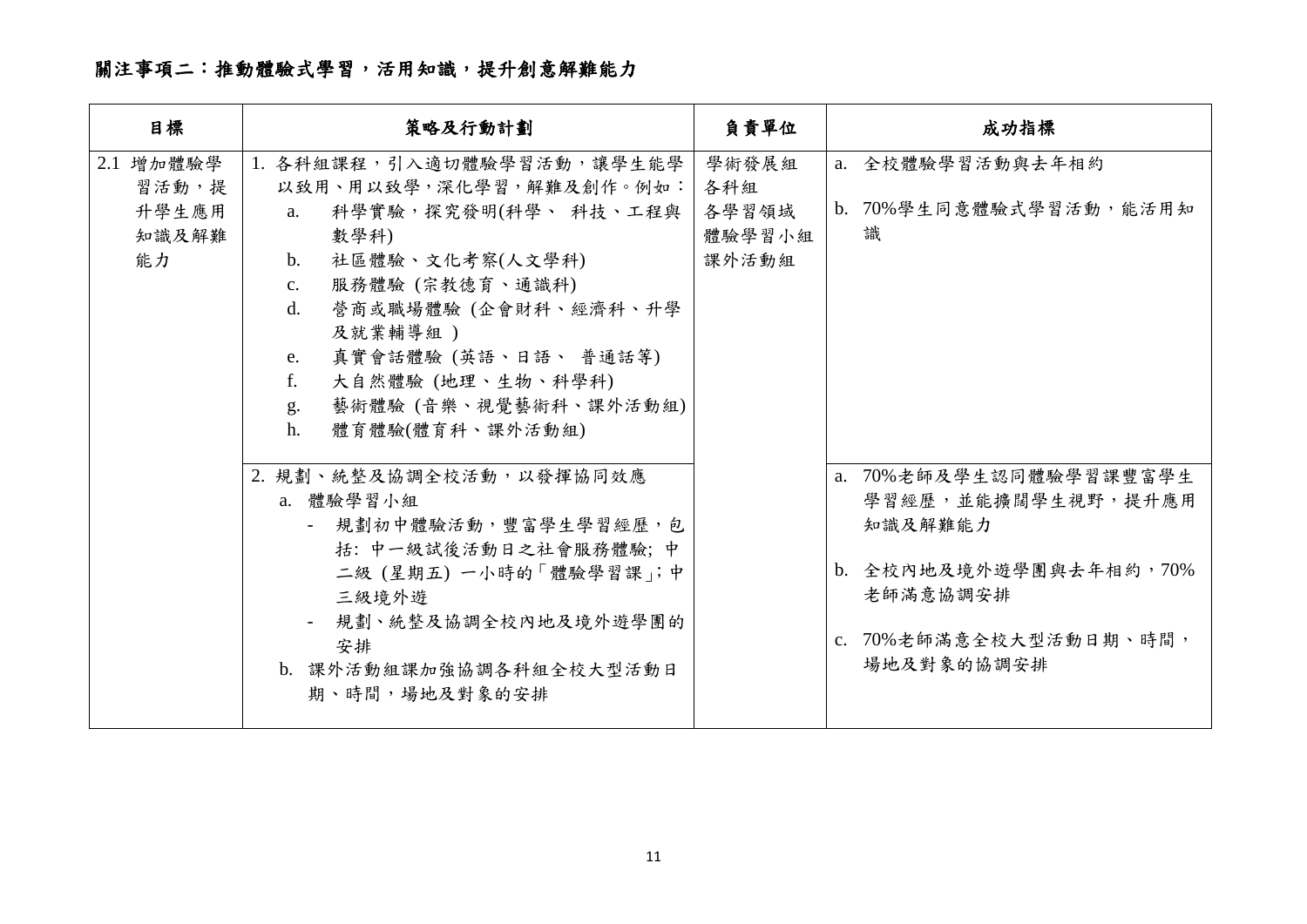## 關注事項二：推動體驗式學習，活用知識，提升創意解難能力

| 目標 | 策略及行動計劃 | 負責單位 | 成功指標 |
|---|---|---|---|
| 2.1 增加體驗學習活動，提升學生應用知識及解難能力 | 1. 各科組課程，引入適切體驗學習活動，讓學生能學以致用、用以致學，深化學習，解難及創作。例如：<br>a. 科學實驗，探究發明(科學、 科技、工程與數學科)<br>b. 社區體驗、文化考察(人文學科)<br>c. 服務體驗 (宗教德育、通識科)<br>d. 營商或職場體驗 (企會財科、經濟科、升學及就業輔導組 )<br>e. 真實會話體驗 (英語、日語、 普通話等)<br>f. 大自然體驗 (地理、生物、科學科)<br>g. 藝術體驗 (音樂、視覺藝術科、課外活動組)<br>h. 體育體驗(體育科、課外活動組) | 學術發展組<br>各科組<br>各學習領域<br>體驗學習小組<br>課外活動組 | a. 全校體驗學習活動與去年相約<br><br>b. 70%學生同意體驗式學習活動，能活用知識 |
| | 2. 規劃、統整及協調全校活動，以發揮協同效應<br>a. 體驗學習小組<br>- 規劃初中體驗活動，豐富學生學習經歷，包括: 中一級試後活動日之社會服務體驗; 中二級 (星期五) 一小時的「體驗學習課」; 中三級境外遊<br>- 規劃、統整及協調全校內地及境外遊學團的安排<br>b. 課外活動組課加強協調各科組全校大型活動日期、時間，場地及對象的安排 | | a. 70%老師及學生認同體驗學習課豐富學生學習經歷，並能擴闊學生視野，提升應用知識及解難能力<br><br>b. 全校內地及境外遊學團與去年相約，70%老師滿意協調安排<br><br>c. 70%老師滿意全校大型活動日期、時間，場地及對象的協調安排 |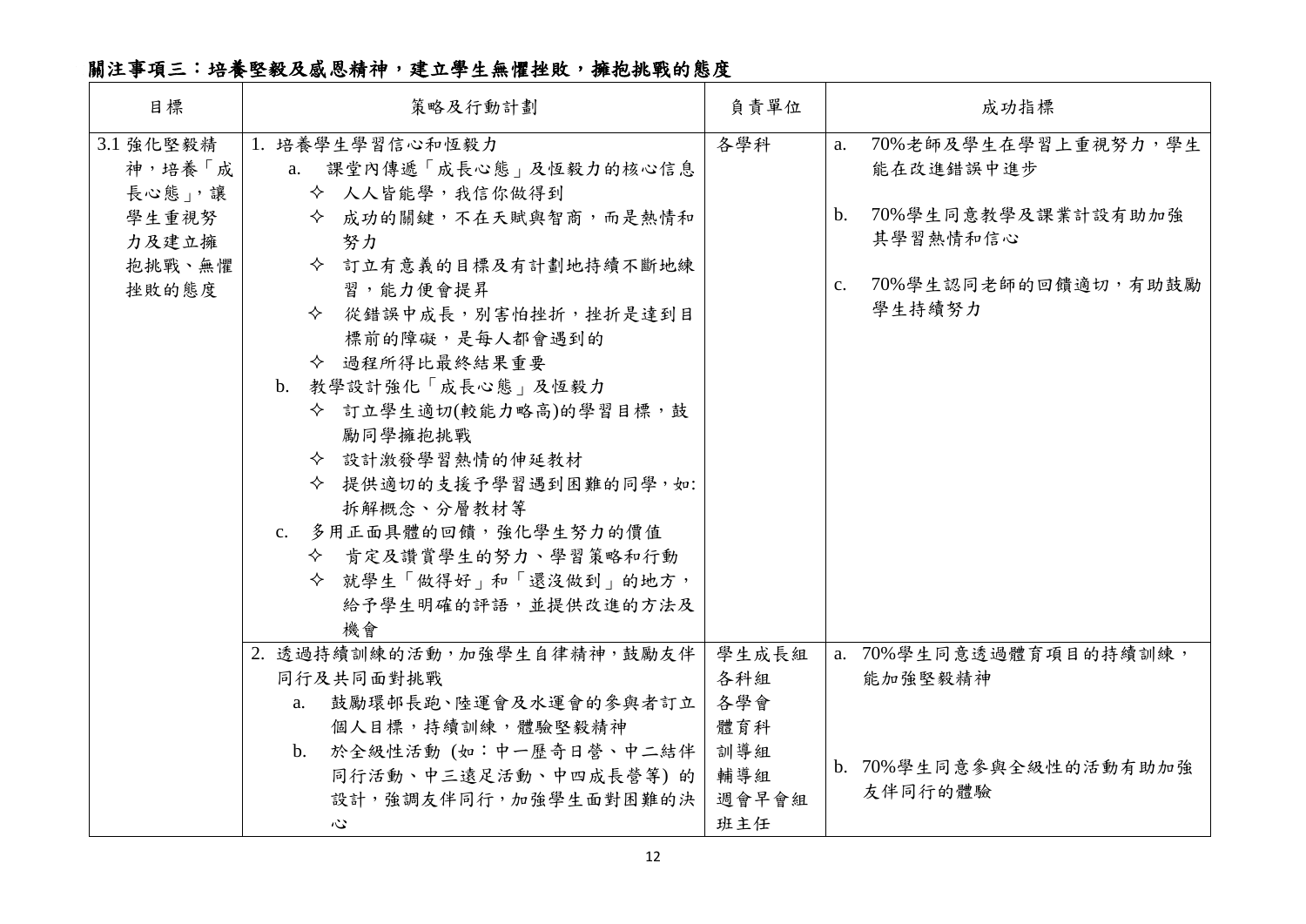## 關注事項三：培養堅毅及感恩精神，建立學生無懼挫敗，擁抱挑戰的態度

| 目標 | 策略及行動計劃 | 負責單位 | 成功指標 |
|---|---|---|---|
| 3.1 強化堅毅精神，培養「成長心態」，讓學生重視努力及建立擁抱挑戰、無懼挫敗的態度 | 1. 培養學生學習信心和恆毅力<br>a. 課堂內傳遞「成長心態」及恆毅力的核心信息<br>✧ 人人皆能學，我信你做得到<br>✧ 成功的關鍵，不在天賦與智商，而是熱情和努力<br>✧ 訂立有意義的目標及有計劃地持續不斷地練習，能力便會提昇<br>✧ 從錯誤中成長，別害怕挫折，挫折是達到目標前的障礙，是每人都會遇到的<br>✧ 過程所得比最終結果重要<br>b. 教學設計強化「成長心態」及恆毅力<br>✧ 訂立學生適切(較能力略高)的學習目標，鼓勵同學擁抱挑戰<br>✧ 設計激發學習熱情的伸延教材<br>✧ 提供適切的支援予學習遇到困難的同學，如:拆解概念、分層教材等<br>c. 多用正面具體的回饋，強化學生努力的價值<br>✧ 肯定及讚賞學生的努力、學習策略和行動<br>✧ 就學生「做得好」和「還沒做到」的地方，給予學生明確的評語，並提供改進的方法及機會 | 各學科 | a. 70%老師及學生在學習上重視努力，學生能在改進錯誤中進步<br>b. 70%學生同意教學及課業計設有助加強其學習熱情和信心<br>c. 70%學生認同老師的回饋適切，有助鼓勵學生持續努力 |
| | 2. 透過持續訓練的活動，加強學生自律精神，鼓勵友伴同行及共同面對挑戰<br>a. 鼓勵環邨長跑、陸運會及水運會的參與者訂立個人目標，持續訓練，體驗堅毅精神<br>b. 於全級性活動 (如：中一歷奇日營、中二結伴同行活動、中三遠足活動、中四成長營等) 的設計，強調友伴同行，加強學生面對困難的決心 | 學生成長組<br>各科組<br>各學會<br>體育科<br>訓導組<br>輔導組<br>週會早會組<br>班主任 | a. 70%學生同意透過體育項目的持續訓練，能加強堅毅精神<br>b. 70%學生同意參與全級性的活動有助加強友伴同行的體驗 |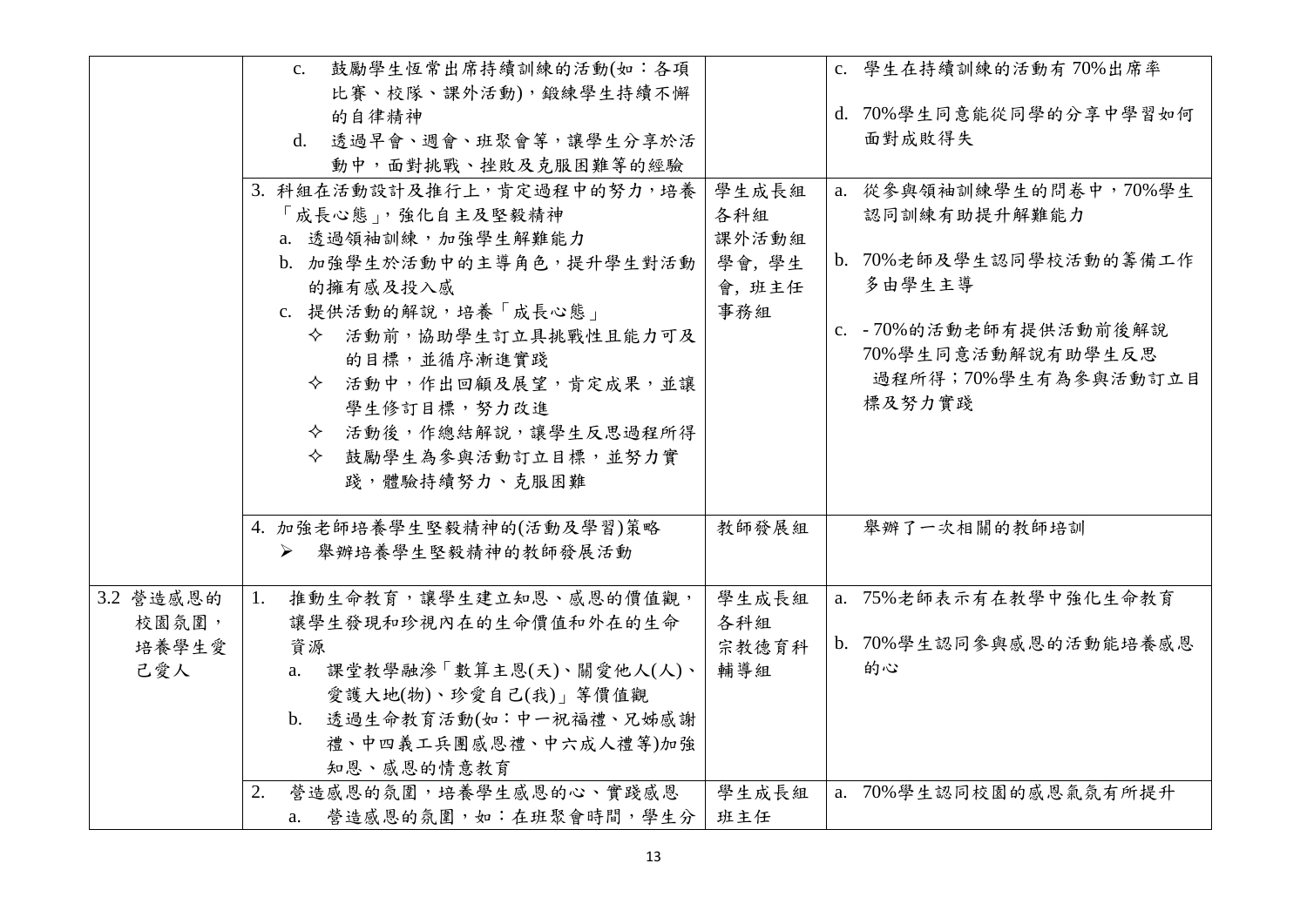| | | | |
|---|---|---|---|
| | c. 鼓勵學生恆常出席持續訓練的活動(如：各項比賽、校隊、課外活動)，鍛練學生持續不懈的自律精神<br>d. 透過早會、週會、班聚會等，讓學生分享於活動中，面對挑戰、挫敗及克服困難等的經驗 | | c. 學生在持續訓練的活動有 70%出席率<br>d. 70%學生同意能從同學的分享中學習如何面對成敗得失 |
| | 3. 科組在活動設計及推行上，肯定過程中的努力，培養「成長心態」，強化自主及堅毅精神<br>a. 透過領袖訓練，加強學生解難能力<br>b. 加強學生於活動中的主導角色，提升學生對活動的擁有感及投入感<br>c. 提供活動的解說，培養「成長心態」<br>✧ 活動前，協助學生訂立具挑戰性且能力可及的目標，並循序漸進實踐<br>✧ 活動中，作出回顧及展望，肯定成果，並讓學生修訂目標，努力改進<br>✧ 活動後，作總結解說，讓學生反思過程所得<br>✧ 鼓勵學生為參與活動訂立目標，並努力實踐，體驗持續努力、克服困難 | 學生成長組<br>各科組<br>課外活動組<br>學會, 學生會, 班主任<br>事務組 | a. 從參與領袖訓練學生的問卷中，70%學生認同訓練有助提升解難能力<br>b. 70%老師及學生認同學校活動的籌備工作多由學生主導<br>c. - 70%的活動老師有提供活動前後解說<br>70%學生同意活動解說有助學生反思過程所得；70%學生有為參與活動訂立目標及努力實踐 |
| | 4. 加強老師培養學生堅毅精神的(活動及學習)策略<br>➢ 舉辦培養學生堅毅精神的教師發展活動 | 教師發展組 | 舉辦了一次相關的教師培訓 |
| 3.2 營造感恩的校園氛圍，培養學生愛己愛人 | 1. 推動生命教育，讓學生建立知恩、感恩的價值觀，讓學生發現和珍視內在的生命價值和外在的生命資源<br>a. 課堂教學融滲「數算主恩(天)、關愛他人(人)、愛護大地(物)、珍愛自己(我)」等價值觀<br>b. 透過生命教育活動(如：中一祝福禮、兄姊感謝禮、中四義工兵團感恩禮、中六成人禮等)加強知恩、感恩的情意教育 | 學生成長組<br>各科組<br>宗教德育科<br>輔導組 | a. 75%老師表示有在教學中強化生命教育<br>b. 70%學生認同參與感恩的活動能培養感恩的心 |
| | 2. 營造感恩的氛圍，培養學生感恩的心、實踐感恩<br>a. 營造感恩的氛圍，如：在班聚會時間，學生分 | 學生成長組<br>班主任 | a. 70%學生認同校園的感恩氣氛有所提升 |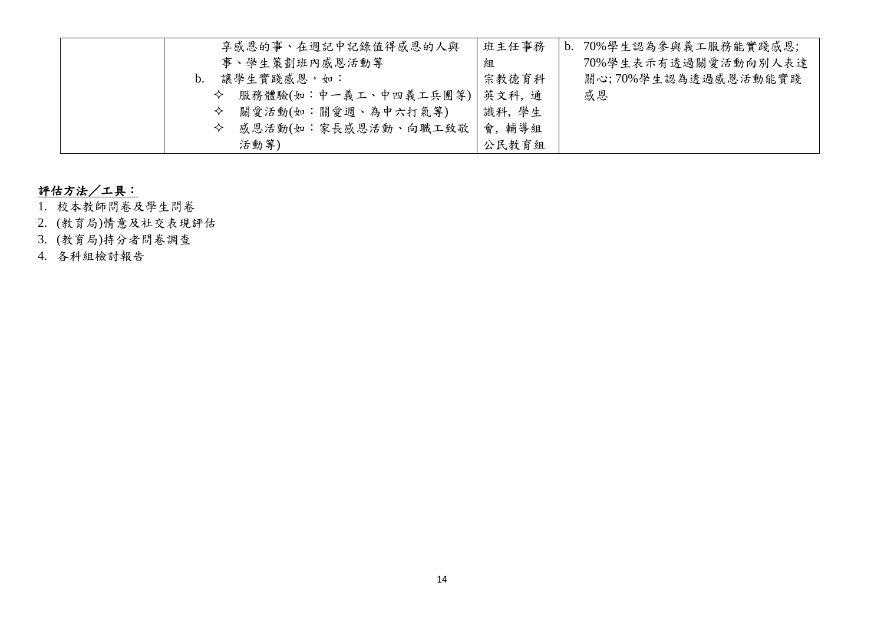| | | | |
|---|---|---|---|
| | 享感恩的事、在週記中記錄值得感恩的人與事、學生策劃班內感恩活動等<br>b. 讓學生實踐感恩，如：<br>✧ 服務體驗(如：中一義工、中四義工兵團等)<br>✧ 關愛活動(如：關愛週、為中六打氣等)<br>✧ 感恩活動(如：家長感恩活動、向職工致敬活動等) | 班主任事務組<br>宗教德育科<br>英文科，通識科，學生會，輔導組<br>公民教育組 | b. 70%學生認為參與義工服務能實踐感恩; 70%學生表示有透過關愛活動向別人表達關心; 70%學生認為透過感恩活動能實踐感恩 |

**評估方法／工具：**

1. 校本教師問卷及學生問卷
2. (教育局)情意及社交表現評估
3. (教育局)持分者問卷調查
4. 各科組檢討報告